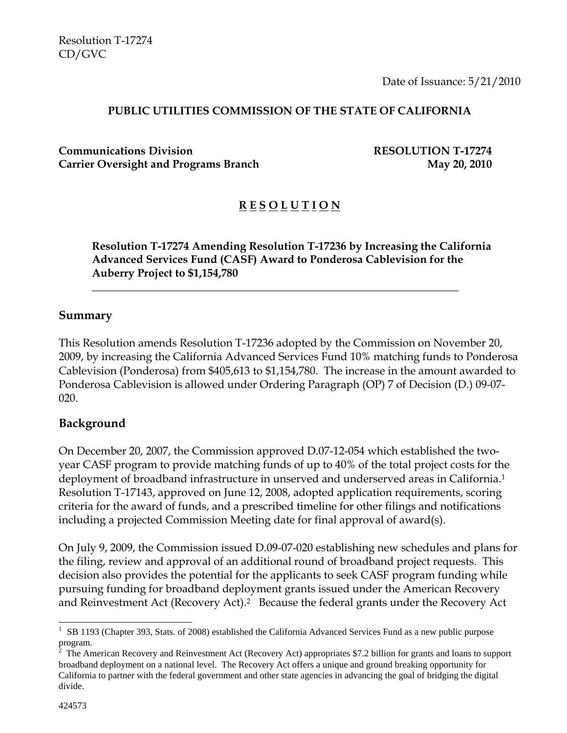Resolution T-17274
CD/GVC

Date of Issuance: 5/21/2010

**PUBLIC UTILITIES COMMISSION OF THE STATE OF CALIFORNIA**

**Communications Division** **RESOLUTION T-17274**
**Carrier Oversight and Programs Branch** **May 20, 2010**

# R E S O L U T I O N

**Resolution T-17274 Amending Resolution T-17236 by Increasing the California Advanced Services Fund (CASF) Award to Ponderosa Cablevision for the Auberry Project to $1,154,780**

---

## Summary

This Resolution amends Resolution T-17236 adopted by the Commission on November 20, 2009, by increasing the California Advanced Services Fund 10% matching funds to Ponderosa Cablevision (Ponderosa) from $405,613 to $1,154,780. The increase in the amount awarded to Ponderosa Cablevision is allowed under Ordering Paragraph (OP) 7 of Decision (D.) 09-07-020.

## Background

On December 20, 2007, the Commission approved D.07-12-054 which established the two-year CASF program to provide matching funds of up to 40% of the total project costs for the deployment of broadband infrastructure in unserved and underserved areas in California.[1] Resolution T-17143, approved on June 12, 2008, adopted application requirements, scoring criteria for the award of funds, and a prescribed timeline for other filings and notifications including a projected Commission Meeting date for final approval of award(s).

On July 9, 2009, the Commission issued D.09-07-020 establishing new schedules and plans for the filing, review and approval of an additional round of broadband project requests. This decision also provides the potential for the applicants to seek CASF program funding while pursuing funding for broadband deployment grants issued under the American Recovery and Reinvestment Act (Recovery Act).[2] Because the federal grants under the Recovery Act

---

[1] SB 1193 (Chapter 393, Stats. of 2008) established the California Advanced Services Fund as a new public purpose program.

[2] The American Recovery and Reinvestment Act (Recovery Act) appropriates $7.2 billion for grants and loans to support broadband deployment on a national level. The Recovery Act offers a unique and ground breaking opportunity for California to partner with the federal government and other state agencies in advancing the goal of bridging the digital divide.

424573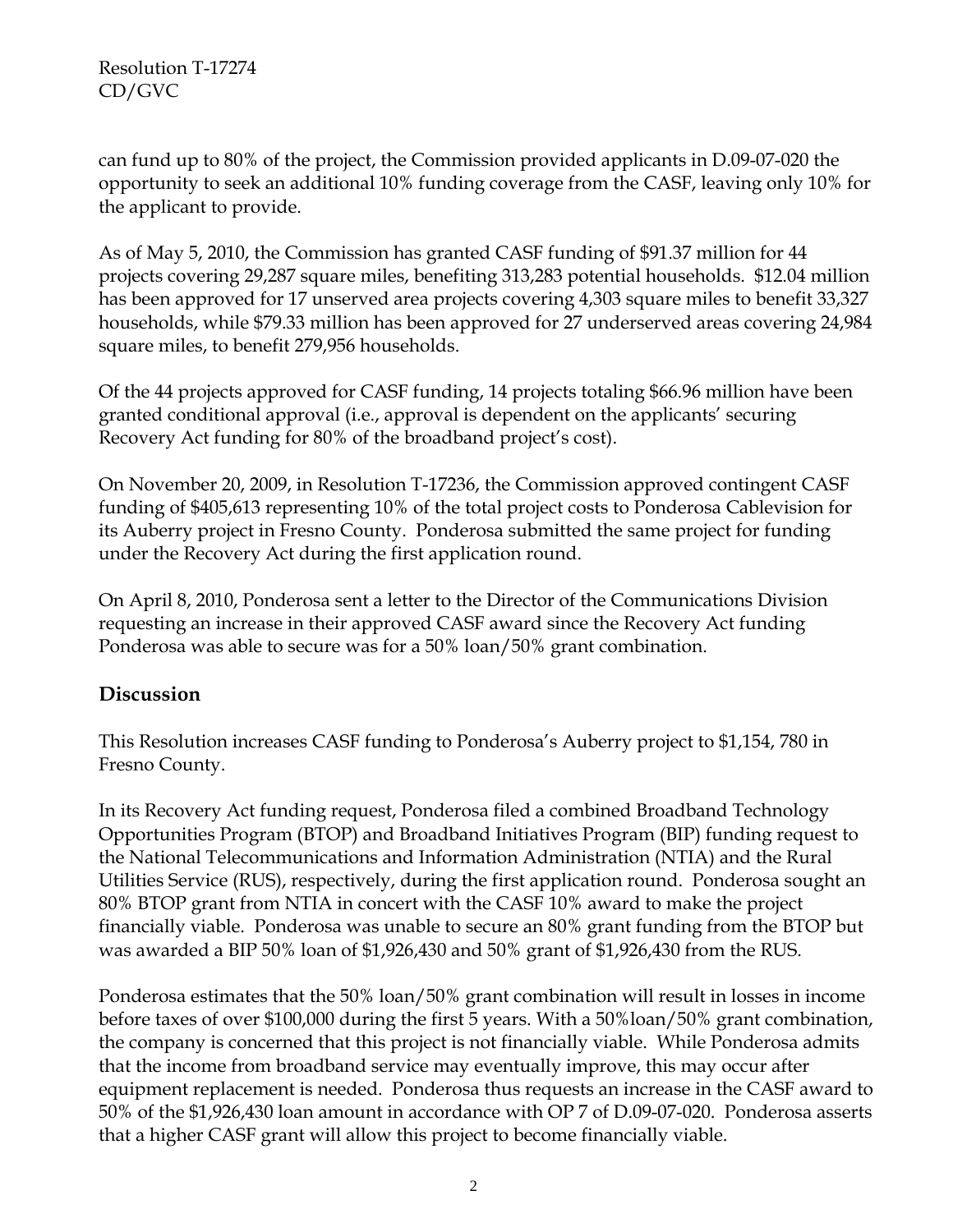can fund up to 80% of the project, the Commission provided applicants in D.09-07-020 the opportunity to seek an additional 10% funding coverage from the CASF, leaving only 10% for the applicant to provide.

As of May 5, 2010, the Commission has granted CASF funding of $91.37 million for 44 projects covering 29,287 square miles, benefiting 313,283 potential households. $12.04 million has been approved for 17 unserved area projects covering 4,303 square miles to benefit 33,327 households, while $79.33 million has been approved for 27 underserved areas covering 24,984 square miles, to benefit 279,956 households.

Of the 44 projects approved for CASF funding, 14 projects totaling $66.96 million have been granted conditional approval (i.e., approval is dependent on the applicants' securing Recovery Act funding for 80% of the broadband project's cost).

On November 20, 2009, in Resolution T-17236, the Commission approved contingent CASF funding of $405,613 representing 10% of the total project costs to Ponderosa Cablevision for its Auberry project in Fresno County. Ponderosa submitted the same project for funding under the Recovery Act during the first application round.

On April 8, 2010, Ponderosa sent a letter to the Director of the Communications Division requesting an increase in their approved CASF award since the Recovery Act funding Ponderosa was able to secure was for a 50% loan/50% grant combination.

## Discussion

This Resolution increases CASF funding to Ponderosa's Auberry project to $1,154, 780 in Fresno County.

In its Recovery Act funding request, Ponderosa filed a combined Broadband Technology Opportunities Program (BTOP) and Broadband Initiatives Program (BIP) funding request to the National Telecommunications and Information Administration (NTIA) and the Rural Utilities Service (RUS), respectively, during the first application round. Ponderosa sought an 80% BTOP grant from NTIA in concert with the CASF 10% award to make the project financially viable. Ponderosa was unable to secure an 80% grant funding from the BTOP but was awarded a BIP 50% loan of $1,926,430 and 50% grant of $1,926,430 from the RUS.

Ponderosa estimates that the 50% loan/50% grant combination will result in losses in income before taxes of over $100,000 during the first 5 years. With a 50%loan/50% grant combination, the company is concerned that this project is not financially viable. While Ponderosa admits that the income from broadband service may eventually improve, this may occur after equipment replacement is needed. Ponderosa thus requests an increase in the CASF award to 50% of the $1,926,430 loan amount in accordance with OP 7 of D.09-07-020. Ponderosa asserts that a higher CASF grant will allow this project to become financially viable.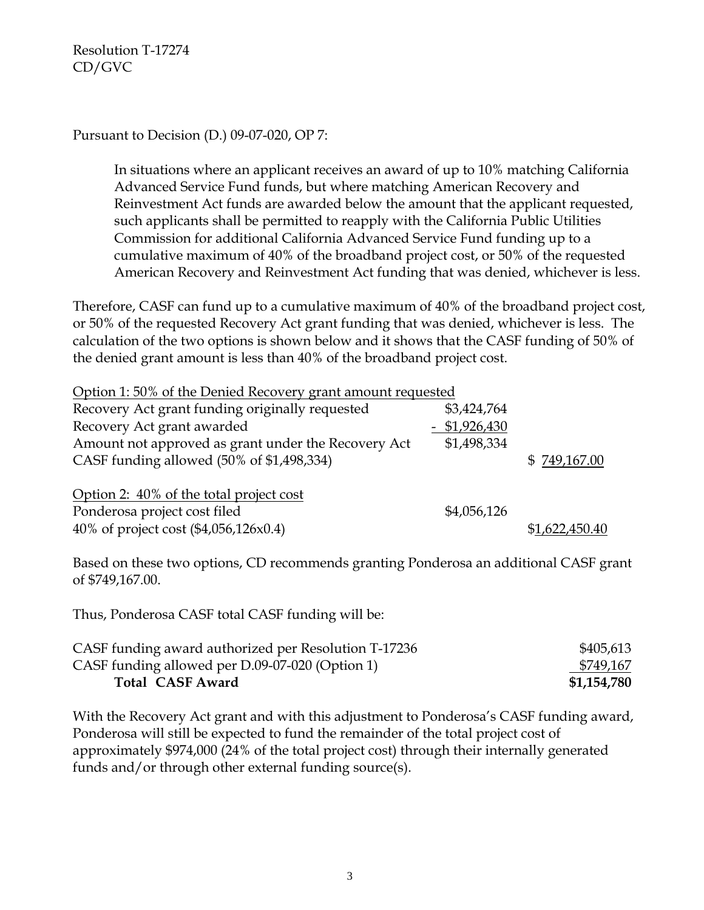Pursuant to Decision (D.) 09-07-020, OP 7:

> In situations where an applicant receives an award of up to 10% matching California Advanced Service Fund funds, but where matching American Recovery and Reinvestment Act funds are awarded below the amount that the applicant requested, such applicants shall be permitted to reapply with the California Public Utilities Commission for additional California Advanced Service Fund funding up to a cumulative maximum of 40% of the broadband project cost, or 50% of the requested American Recovery and Reinvestment Act funding that was denied, whichever is less.

Therefore, CASF can fund up to a cumulative maximum of 40% of the broadband project cost, or 50% of the requested Recovery Act grant funding that was denied, whichever is less. The calculation of the two options is shown below and it shows that the CASF funding of 50% of the denied grant amount is less than 40% of the broadband project cost.

| Option 1: 50% of the Denied Recovery grant amount requested | | |
|---|---|---|
| Recovery Act grant funding originally requested | $3,424,764 | |
| Recovery Act grant awarded | - $1,926,430 | |
| Amount not approved as grant under the Recovery Act | $1,498,334 | |
| CASF funding allowed (50% of $1,498,334) | | $ 749,167.00 |
| | | |
| Option 2: 40% of the total project cost | | |
| Ponderosa project cost filed | $4,056,126 | |
| 40% of project cost ($4,056,126x0.4) | | $1,622,450.40 |

Based on these two options, CD recommends granting Ponderosa an additional CASF grant of $749,167.00.

Thus, Ponderosa CASF total CASF funding will be:

| | |
|---|---|
| CASF funding award authorized per Resolution T-17236 | $405,613 |
| CASF funding allowed per D.09-07-020 (Option 1) | $749,167 |
| **Total CASF Award** | **$1,154,780** |

With the Recovery Act grant and with this adjustment to Ponderosa's CASF funding award, Ponderosa will still be expected to fund the remainder of the total project cost of approximately $974,000 (24% of the total project cost) through their internally generated funds and/or through other external funding source(s).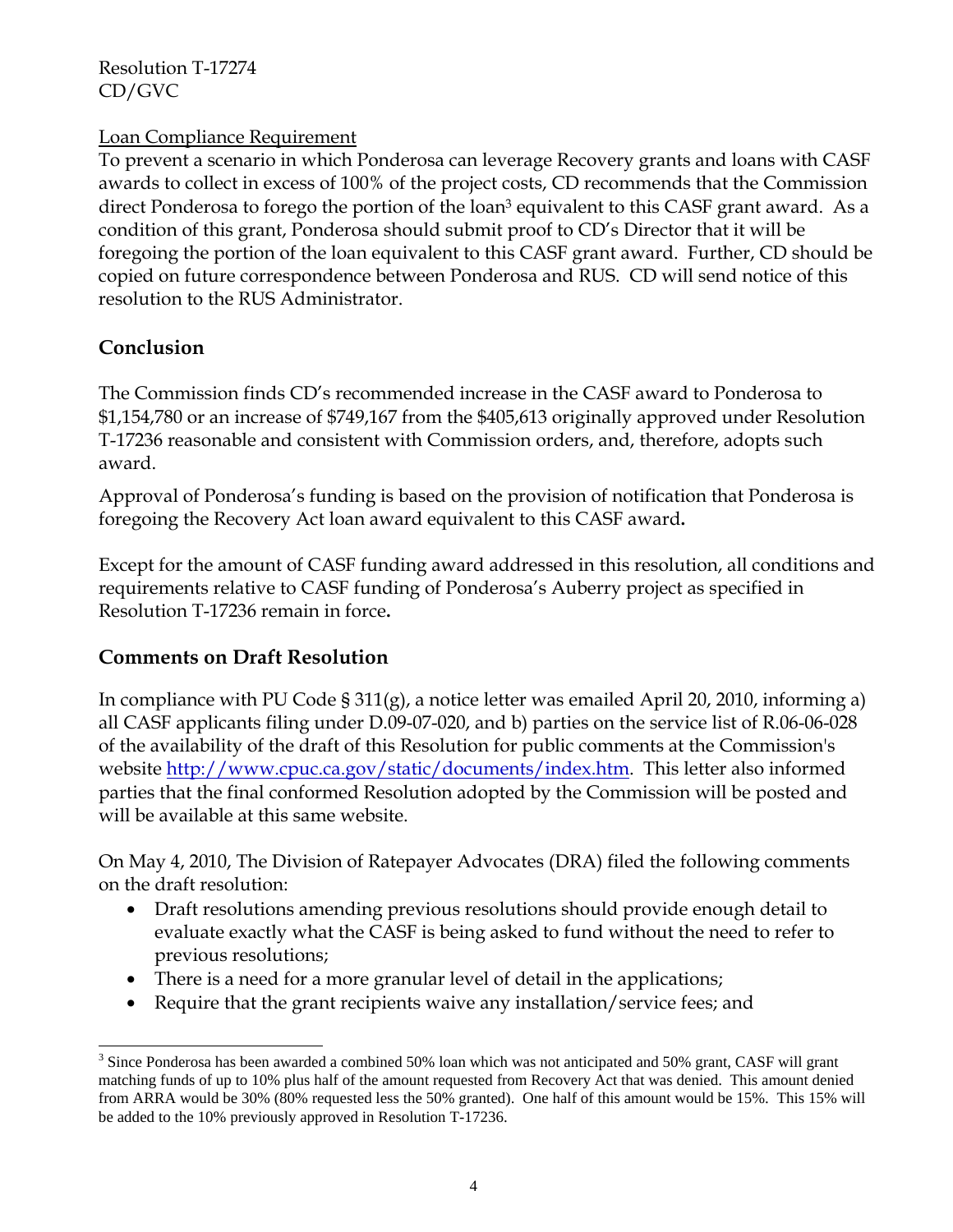Loan Compliance Requirement

To prevent a scenario in which Ponderosa can leverage Recovery grants and loans with CASF awards to collect in excess of 100% of the project costs, CD recommends that the Commission direct Ponderosa to forego the portion of the loan[3] equivalent to this CASF grant award. As a condition of this grant, Ponderosa should submit proof to CD's Director that it will be foregoing the portion of the loan equivalent to this CASF grant award. Further, CD should be copied on future correspondence between Ponderosa and RUS. CD will send notice of this resolution to the RUS Administrator.

## Conclusion

The Commission finds CD's recommended increase in the CASF award to Ponderosa to $1,154,780 or an increase of $749,167 from the $405,613 originally approved under Resolution T-17236 reasonable and consistent with Commission orders, and, therefore, adopts such award.

Approval of Ponderosa's funding is based on the provision of notification that Ponderosa is foregoing the Recovery Act loan award equivalent to this CASF award.

Except for the amount of CASF funding award addressed in this resolution, all conditions and requirements relative to CASF funding of Ponderosa's Auberry project as specified in Resolution T-17236 remain in force.

## Comments on Draft Resolution

In compliance with PU Code § 311(g), a notice letter was emailed April 20, 2010, informing a) all CASF applicants filing under D.09-07-020, and b) parties on the service list of R.06-06-028 of the availability of the draft of this Resolution for public comments at the Commission's website http://www.cpuc.ca.gov/static/documents/index.htm. This letter also informed parties that the final conformed Resolution adopted by the Commission will be posted and will be available at this same website.

On May 4, 2010, The Division of Ratepayer Advocates (DRA) filed the following comments on the draft resolution:

- Draft resolutions amending previous resolutions should provide enough detail to evaluate exactly what the CASF is being asked to fund without the need to refer to previous resolutions;
- There is a need for a more granular level of detail in the applications;
- Require that the grant recipients waive any installation/service fees; and

---

[3] Since Ponderosa has been awarded a combined 50% loan which was not anticipated and 50% grant, CASF will grant matching funds of up to 10% plus half of the amount requested from Recovery Act that was denied. This amount denied from ARRA would be 30% (80% requested less the 50% granted). One half of this amount would be 15%. This 15% will be added to the 10% previously approved in Resolution T-17236.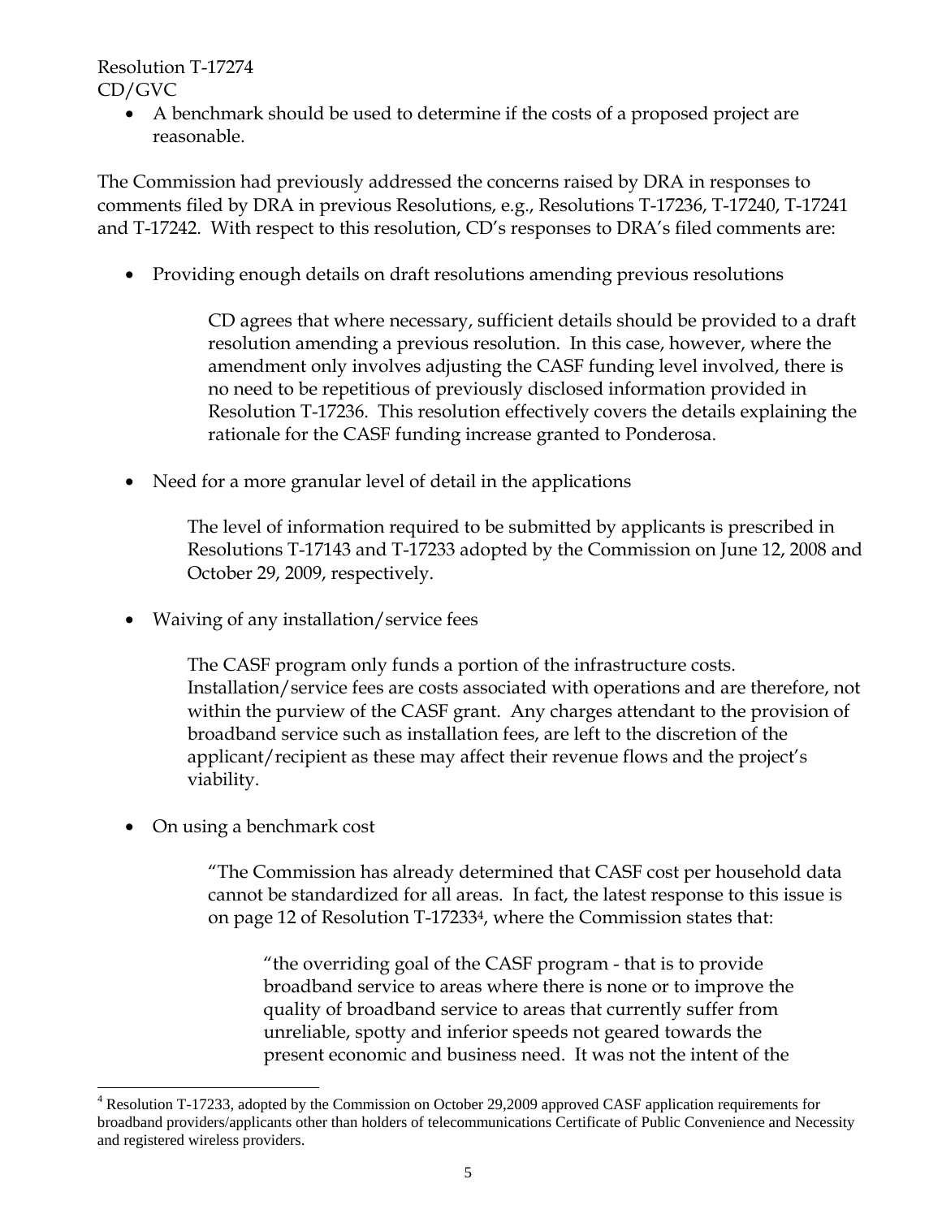- A benchmark should be used to determine if the costs of a proposed project are reasonable.

The Commission had previously addressed the concerns raised by DRA in responses to comments filed by DRA in previous Resolutions, e.g., Resolutions T-17236, T-17240, T-17241 and T-17242. With respect to this resolution, CD's responses to DRA's filed comments are:

- Providing enough details on draft resolutions amending previous resolutions

  CD agrees that where necessary, sufficient details should be provided to a draft resolution amending a previous resolution. In this case, however, where the amendment only involves adjusting the CASF funding level involved, there is no need to be repetitious of previously disclosed information provided in Resolution T-17236. This resolution effectively covers the details explaining the rationale for the CASF funding increase granted to Ponderosa.

- Need for a more granular level of detail in the applications

  The level of information required to be submitted by applicants is prescribed in Resolutions T-17143 and T-17233 adopted by the Commission on June 12, 2008 and October 29, 2009, respectively.

- Waiving of any installation/service fees

  The CASF program only funds a portion of the infrastructure costs. Installation/service fees are costs associated with operations and are therefore, not within the purview of the CASF grant. Any charges attendant to the provision of broadband service such as installation fees, are left to the discretion of the applicant/recipient as these may affect their revenue flows and the project's viability.

- On using a benchmark cost

  "The Commission has already determined that CASF cost per household data cannot be standardized for all areas. In fact, the latest response to this issue is on page 12 of Resolution T-17233[4], where the Commission states that:

  > "the overriding goal of the CASF program - that is to provide broadband service to areas where there is none or to improve the quality of broadband service to areas that currently suffer from unreliable, spotty and inferior speeds not geared towards the present economic and business need. It was not the intent of the

[4] Resolution T-17233, adopted by the Commission on October 29,2009 approved CASF application requirements for broadband providers/applicants other than holders of telecommunications Certificate of Public Convenience and Necessity and registered wireless providers.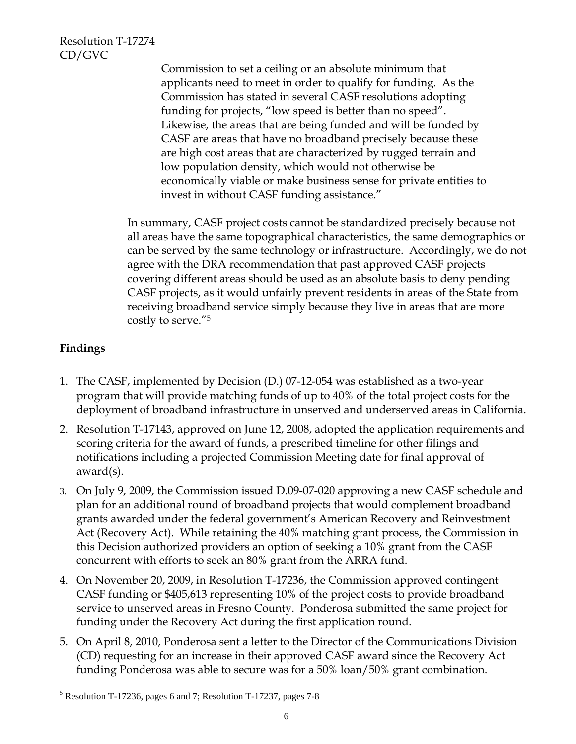Commission to set a ceiling or an absolute minimum that applicants need to meet in order to qualify for funding. As the Commission has stated in several CASF resolutions adopting funding for projects, "low speed is better than no speed". Likewise, the areas that are being funded and will be funded by CASF are areas that have no broadband precisely because these are high cost areas that are characterized by rugged terrain and low population density, which would not otherwise be economically viable or make business sense for private entities to invest in without CASF funding assistance."

In summary, CASF project costs cannot be standardized precisely because not all areas have the same topographical characteristics, the same demographics or can be served by the same technology or infrastructure. Accordingly, we do not agree with the DRA recommendation that past approved CASF projects covering different areas should be used as an absolute basis to deny pending CASF projects, as it would unfairly prevent residents in areas of the State from receiving broadband service simply because they live in areas that are more costly to serve."[5]

**Findings**

1. The CASF, implemented by Decision (D.) 07-12-054 was established as a two-year program that will provide matching funds of up to 40% of the total project costs for the deployment of broadband infrastructure in unserved and underserved areas in California.
2. Resolution T-17143, approved on June 12, 2008, adopted the application requirements and scoring criteria for the award of funds, a prescribed timeline for other filings and notifications including a projected Commission Meeting date for final approval of award(s).
3. On July 9, 2009, the Commission issued D.09-07-020 approving a new CASF schedule and plan for an additional round of broadband projects that would complement broadband grants awarded under the federal government's American Recovery and Reinvestment Act (Recovery Act). While retaining the 40% matching grant process, the Commission in this Decision authorized providers an option of seeking a 10% grant from the CASF concurrent with efforts to seek an 80% grant from the ARRA fund.
4. On November 20, 2009, in Resolution T-17236, the Commission approved contingent CASF funding or $405,613 representing 10% of the project costs to provide broadband service to unserved areas in Fresno County. Ponderosa submitted the same project for funding under the Recovery Act during the first application round.
5. On April 8, 2010, Ponderosa sent a letter to the Director of the Communications Division (CD) requesting for an increase in their approved CASF award since the Recovery Act funding Ponderosa was able to secure was for a 50% loan/50% grant combination.

[5] Resolution T-17236, pages 6 and 7; Resolution T-17237, pages 7-8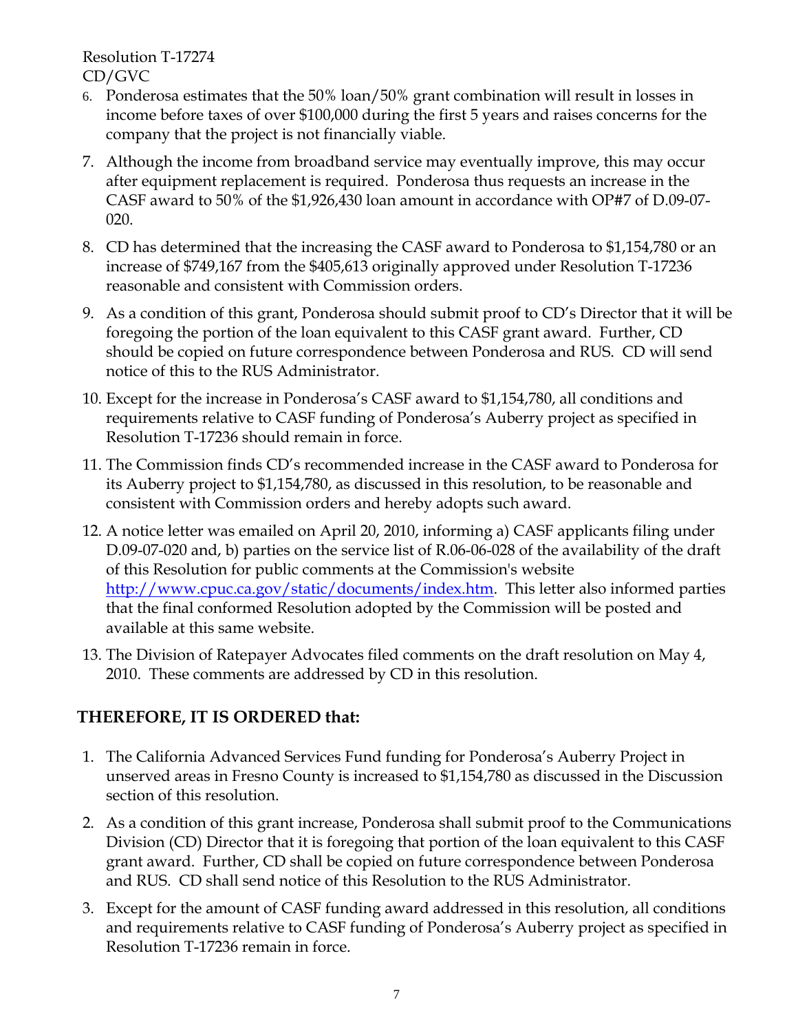6. Ponderosa estimates that the 50% loan/50% grant combination will result in losses in income before taxes of over $100,000 during the first 5 years and raises concerns for the company that the project is not financially viable.

7. Although the income from broadband service may eventually improve, this may occur after equipment replacement is required. Ponderosa thus requests an increase in the CASF award to 50% of the $1,926,430 loan amount in accordance with OP#7 of D.09-07-020.

8. CD has determined that the increasing the CASF award to Ponderosa to $1,154,780 or an increase of $749,167 from the $405,613 originally approved under Resolution T-17236 reasonable and consistent with Commission orders.

9. As a condition of this grant, Ponderosa should submit proof to CD's Director that it will be foregoing the portion of the loan equivalent to this CASF grant award. Further, CD should be copied on future correspondence between Ponderosa and RUS. CD will send notice of this to the RUS Administrator.

10. Except for the increase in Ponderosa's CASF award to $1,154,780, all conditions and requirements relative to CASF funding of Ponderosa's Auberry project as specified in Resolution T-17236 should remain in force.

11. The Commission finds CD's recommended increase in the CASF award to Ponderosa for its Auberry project to $1,154,780, as discussed in this resolution, to be reasonable and consistent with Commission orders and hereby adopts such award.

12. A notice letter was emailed on April 20, 2010, informing a) CASF applicants filing under D.09-07-020 and, b) parties on the service list of R.06-06-028 of the availability of the draft of this Resolution for public comments at the Commission's website http://www.cpuc.ca.gov/static/documents/index.htm. This letter also informed parties that the final conformed Resolution adopted by the Commission will be posted and available at this same website.

13. The Division of Ratepayer Advocates filed comments on the draft resolution on May 4, 2010. These comments are addressed by CD in this resolution.

**THEREFORE, IT IS ORDERED that:**

1. The California Advanced Services Fund funding for Ponderosa's Auberry Project in unserved areas in Fresno County is increased to $1,154,780 as discussed in the Discussion section of this resolution.

2. As a condition of this grant increase, Ponderosa shall submit proof to the Communications Division (CD) Director that it is foregoing that portion of the loan equivalent to this CASF grant award. Further, CD shall be copied on future correspondence between Ponderosa and RUS. CD shall send notice of this Resolution to the RUS Administrator.

3. Except for the amount of CASF funding award addressed in this resolution, all conditions and requirements relative to CASF funding of Ponderosa's Auberry project as specified in Resolution T-17236 remain in force.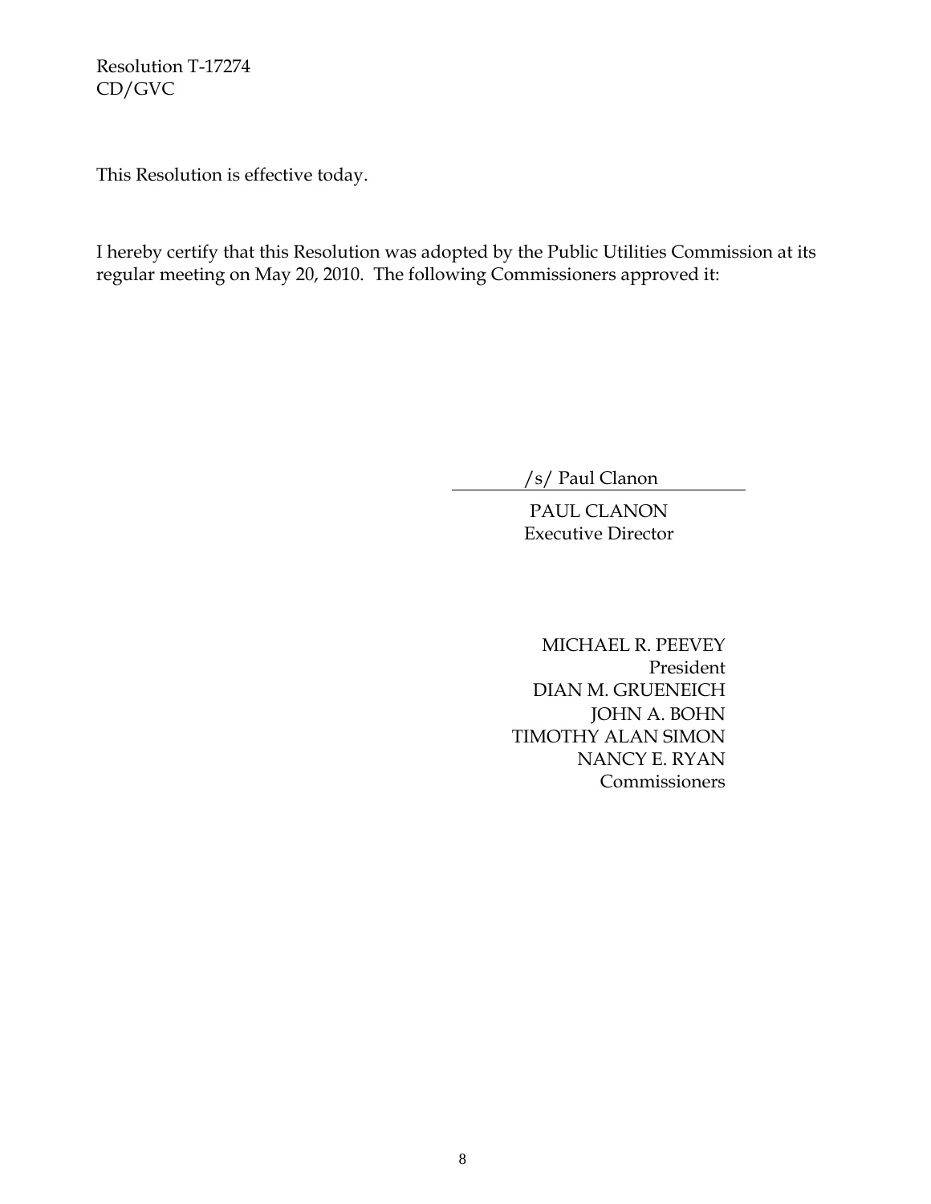This Resolution is effective today.

I hereby certify that this Resolution was adopted by the Public Utilities Commission at its regular meeting on May 20, 2010. The following Commissioners approved it:

/s/ Paul Clanon

PAUL CLANON
Executive Director

MICHAEL R. PEEVEY
President
DIAN M. GRUENEICH
JOHN A. BOHN
TIMOTHY ALAN SIMON
NANCY E. RYAN
Commissioners